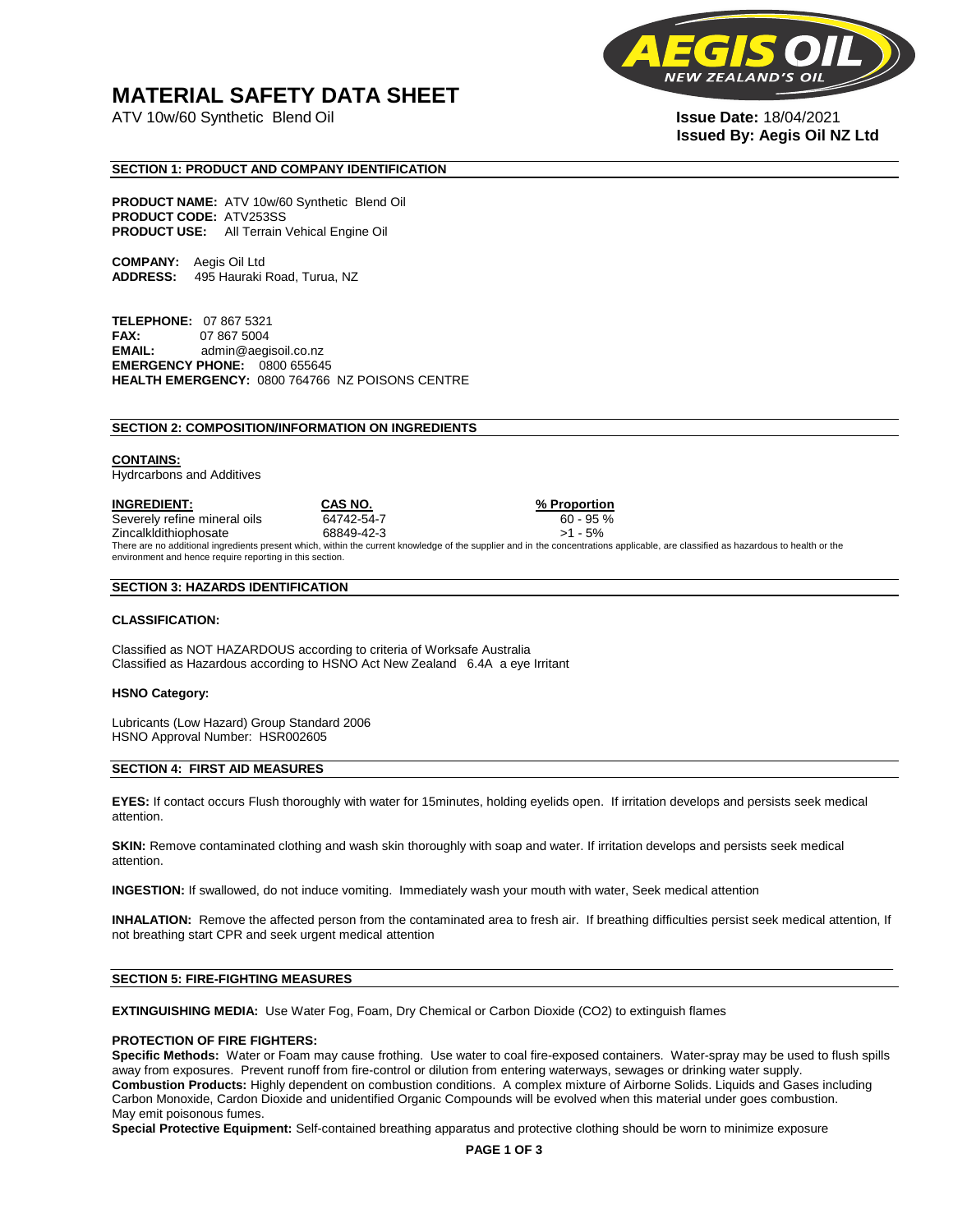# MATERIAL SAFETY DATA SHEET

ATV 10w/60 Synthetic Blend Oil

**Issue Date:** 18/04/2021
**Issued By: Aegis Oil NZ Ltd**

## SECTION 1: PRODUCT AND COMPANY IDENTIFICATION

**PRODUCT NAME:** ATV 10w/60 Synthetic Blend Oil
**PRODUCT CODE:** ATV253SS
**PRODUCT USE:** All Terrain Vehical Engine Oil

**COMPANY:** Aegis Oil Ltd
**ADDRESS:** 495 Hauraki Road, Turua, NZ

**TELEPHONE:** 07 867 5321
**FAX:** 07 867 5004
**EMAIL:** admin@aegisoil.co.nz
**EMERGENCY PHONE:** 0800 655645
**HEALTH EMERGENCY:** 0800 764766 NZ POISONS CENTRE

## SECTION 2: COMPOSITION/INFORMATION ON INGREDIENTS

**CONTAINS:**
Hydrcarbons and Additives

| INGREDIENT: | CAS NO. | % Proportion |
|---|---|---|
| Severely refine mineral oils | 64742-54-7 | 60 - 95 % |
| Zincalkldithiophosate | 68849-42-3 | >1 - 5% |

There are no additional ingredients present which, within the current knowledge of the supplier and in the concentrations applicable, are classified as hazardous to health or the environment and hence require reporting in this section.

## SECTION 3: HAZARDS IDENTIFICATION

**CLASSIFICATION:**

Classified as NOT HAZARDOUS according to criteria of Worksafe Australia
Classified as Hazardous according to HSNO Act New Zealand 6.4A a eye Irritant

**HSNO Category:**

Lubricants (Low Hazard) Group Standard 2006
HSNO Approval Number: HSR002605

## SECTION 4: FIRST AID MEASURES

**EYES:** If contact occurs Flush thoroughly with water for 15minutes, holding eyelids open. If irritation develops and persists seek medical attention.

**SKIN:** Remove contaminated clothing and wash skin thoroughly with soap and water. If irritation develops and persists seek medical attention.

**INGESTION:** If swallowed, do not induce vomiting. Immediately wash your mouth with water, Seek medical attention

**INHALATION:** Remove the affected person from the contaminated area to fresh air. If breathing difficulties persist seek medical attention, If not breathing start CPR and seek urgent medical attention

## SECTION 5: FIRE-FIGHTING MEASURES

**EXTINGUISHING MEDIA:** Use Water Fog, Foam, Dry Chemical or Carbon Dioxide ($CO_2$) to extinguish flames

**PROTECTION OF FIRE FIGHTERS:**
**Specific Methods:** Water or Foam may cause frothing. Use water to coal fire-exposed containers. Water-spray may be used to flush spills away from exposures. Prevent runoff from fire-control or dilution from entering waterways, sewages or drinking water supply.
**Combustion Products:** Highly dependent on combustion conditions. A complex mixture of Airborne Solids. Liquids and Gases including Carbon Monoxide, Cardon Dioxide and unidentified Organic Compounds will be evolved when this material under goes combustion.
May emit poisonous fumes.
**Special Protective Equipment:** Self-contained breathing apparatus and protective clothing should be worn to minimize exposure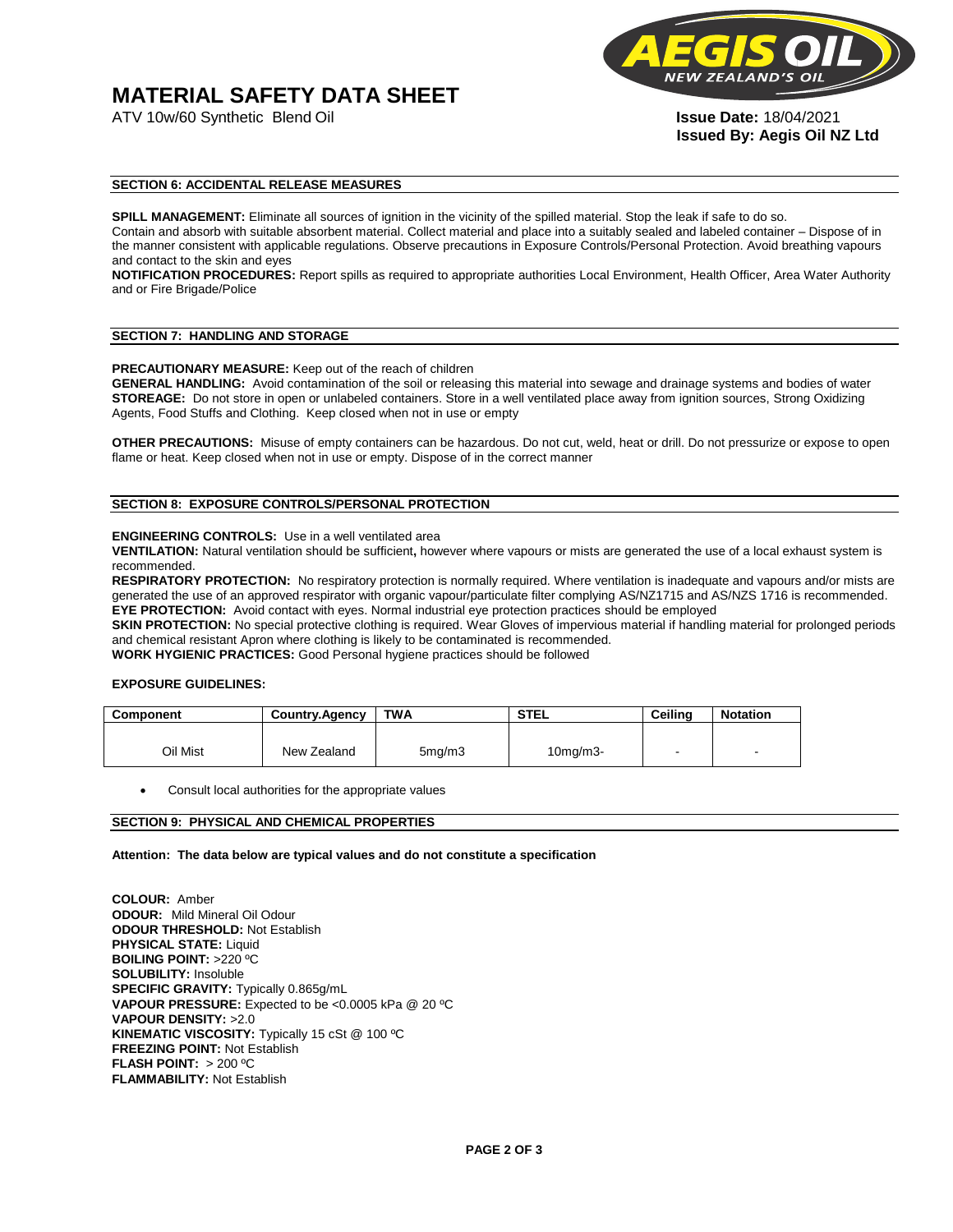# MATERIAL SAFETY DATA SHEET

ATV 10w/60 Synthetic Blend Oil

**Issue Date:** 18/04/2021
**Issued By: Aegis Oil NZ Ltd**

## SECTION 6: ACCIDENTAL RELEASE MEASURES

**SPILL MANAGEMENT:** Eliminate all sources of ignition in the vicinity of the spilled material. Stop the leak if safe to do so. Contain and absorb with suitable absorbent material. Collect material and place into a suitably sealed and labeled container – Dispose of in the manner consistent with applicable regulations. Observe precautions in Exposure Controls/Personal Protection. Avoid breathing vapours and contact to the skin and eyes
**NOTIFICATION PROCEDURES:** Report spills as required to appropriate authorities Local Environment, Health Officer, Area Water Authority and or Fire Brigade/Police

## SECTION 7: HANDLING AND STORAGE

**PRECAUTIONARY MEASURE:** Keep out of the reach of children
**GENERAL HANDLING:** Avoid contamination of the soil or releasing this material into sewage and drainage systems and bodies of water
**STOREAGE:** Do not store in open or unlabeled containers. Store in a well ventilated place away from ignition sources, Strong Oxidizing Agents, Food Stuffs and Clothing. Keep closed when not in use or empty

**OTHER PRECAUTIONS:** Misuse of empty containers can be hazardous. Do not cut, weld, heat or drill. Do not pressurize or expose to open flame or heat. Keep closed when not in use or empty. Dispose of in the correct manner

## SECTION 8: EXPOSURE CONTROLS/PERSONAL PROTECTION

**ENGINEERING CONTROLS:** Use in a well ventilated area
**VENTILATION:** Natural ventilation should be sufficient**,** however where vapours or mists are generated the use of a local exhaust system is recommended.
**RESPIRATORY PROTECTION:** No respiratory protection is normally required. Where ventilation is inadequate and vapours and/or mists are generated the use of an approved respirator with organic vapour/particulate filter complying AS/NZ1715 and AS/NZS 1716 is recommended.
**EYE PROTECTION:** Avoid contact with eyes. Normal industrial eye protection practices should be employed
**SKIN PROTECTION:** No special protective clothing is required. Wear Gloves of impervious material if handling material for prolonged periods and chemical resistant Apron where clothing is likely to be contaminated is recommended.
**WORK HYGIENIC PRACTICES:** Good Personal hygiene practices should be followed

**EXPOSURE GUIDELINES:**

| Component | Country.Agency | TWA | STEL | Ceiling | Notation |
|---|---|---|---|---|---|
| Oil Mist | New Zealand | 5mg/m3 | 10mg/m3- | - | - |

- Consult local authorities for the appropriate values

## SECTION 9: PHYSICAL AND CHEMICAL PROPERTIES

**Attention: The data below are typical values and do not constitute a specification**

**COLOUR:** Amber
**ODOUR:** Mild Mineral Oil Odour
**ODOUR THRESHOLD:** Not Establish
**PHYSICAL STATE:** Liquid
**BOILING POINT:** >220 ºC
**SOLUBILITY:** Insoluble
**SPECIFIC GRAVITY:** Typically 0.865g/mL
**VAPOUR PRESSURE:** Expected to be <0.0005 kPa @ 20 ºC
**VAPOUR DENSITY:** >2.0
**KINEMATIC VISCOSITY:** Typically 15 cSt @ 100 ºC
**FREEZING POINT:** Not Establish
**FLASH POINT:** > 200 ºC
**FLAMMABILITY:** Not Establish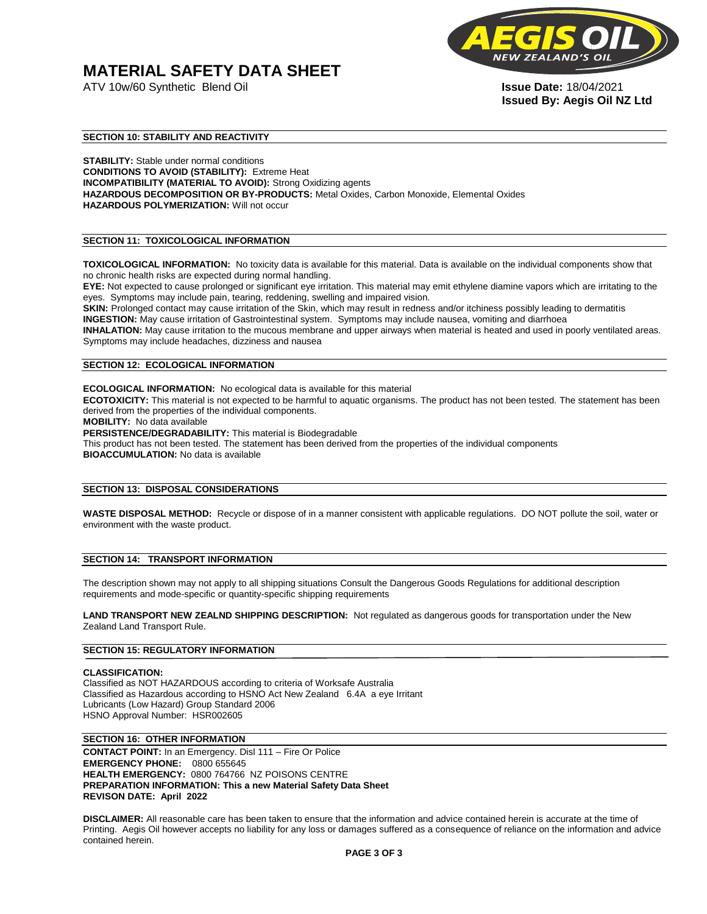# MATERIAL SAFETY DATA SHEET

ATV 10w/60 Synthetic Blend Oil

**Issue Date:** 18/04/2021
**Issued By: Aegis Oil NZ Ltd**

## SECTION 10: STABILITY AND REACTIVITY

**STABILITY:** Stable under normal conditions
**CONDITIONS TO AVOID (STABILITY):** Extreme Heat
**INCOMPATIBILITY (MATERIAL TO AVOID):** Strong Oxidizing agents
**HAZARDOUS DECOMPOSITION OR BY-PRODUCTS:** Metal Oxides, Carbon Monoxide, Elemental Oxides
**HAZARDOUS POLYMERIZATION:** Will not occur

## SECTION 11: TOXICOLOGICAL INFORMATION

**TOXICOLOGICAL INFORMATION:** No toxicity data is available for this material. Data is available on the individual components show that no chronic health risks are expected during normal handling.
**EYE:** Not expected to cause prolonged or significant eye irritation. This material may emit ethylene diamine vapors which are irritating to the eyes. Symptoms may include pain, tearing, reddening, swelling and impaired vision.
**SKIN:** Prolonged contact may cause irritation of the Skin, which may result in redness and/or itchiness possibly leading to dermatitis
**INGESTION:** May cause irritation of Gastrointestinal system. Symptoms may include nausea, vomiting and diarrhoea
**INHALATION:** May cause irritation to the mucous membrane and upper airways when material is heated and used in poorly ventilated areas. Symptoms may include headaches, dizziness and nausea

## SECTION 12: ECOLOGICAL INFORMATION

**ECOLOGICAL INFORMATION:** No ecological data is available for this material
**ECOTOXICITY:** This material is not expected to be harmful to aquatic organisms. The product has not been tested. The statement has been derived from the properties of the individual components.
**MOBILITY:** No data available
**PERSISTENCE/DEGRADABILITY:** This material is Biodegradable
This product has not been tested. The statement has been derived from the properties of the individual components
**BIOACCUMULATION:** No data is available

## SECTION 13: DISPOSAL CONSIDERATIONS

**WASTE DISPOSAL METHOD:** Recycle or dispose of in a manner consistent with applicable regulations. DO NOT pollute the soil, water or environment with the waste product.

## SECTION 14: TRANSPORT INFORMATION

The description shown may not apply to all shipping situations Consult the Dangerous Goods Regulations for additional description requirements and mode-specific or quantity-specific shipping requirements

**LAND TRANSPORT NEW ZEALND SHIPPING DESCRIPTION:** Not regulated as dangerous goods for transportation under the New Zealand Land Transport Rule.

## SECTION 15: REGULATORY INFORMATION

**CLASSIFICATION:**
Classified as NOT HAZARDOUS according to criteria of Worksafe Australia
Classified as Hazardous according to HSNO Act New Zealand 6.4A a eye Irritant
Lubricants (Low Hazard) Group Standard 2006
HSNO Approval Number: HSR002605

## SECTION 16: OTHER INFORMATION

**CONTACT POINT:** In an Emergency. Disl 111 – Fire Or Police
**EMERGENCY PHONE:** 0800 655645
**HEALTH EMERGENCY:** 0800 764766 NZ POISONS CENTRE
**PREPARATION INFORMATION: This a new Material Safety Data Sheet**
**REVISON DATE: April 2022**

**DISCLAIMER:** All reasonable care has been taken to ensure that the information and advice contained herein is accurate at the time of Printing. Aegis Oil however accepts no liability for any loss or damages suffered as a consequence of reliance on the information and advice contained herein.